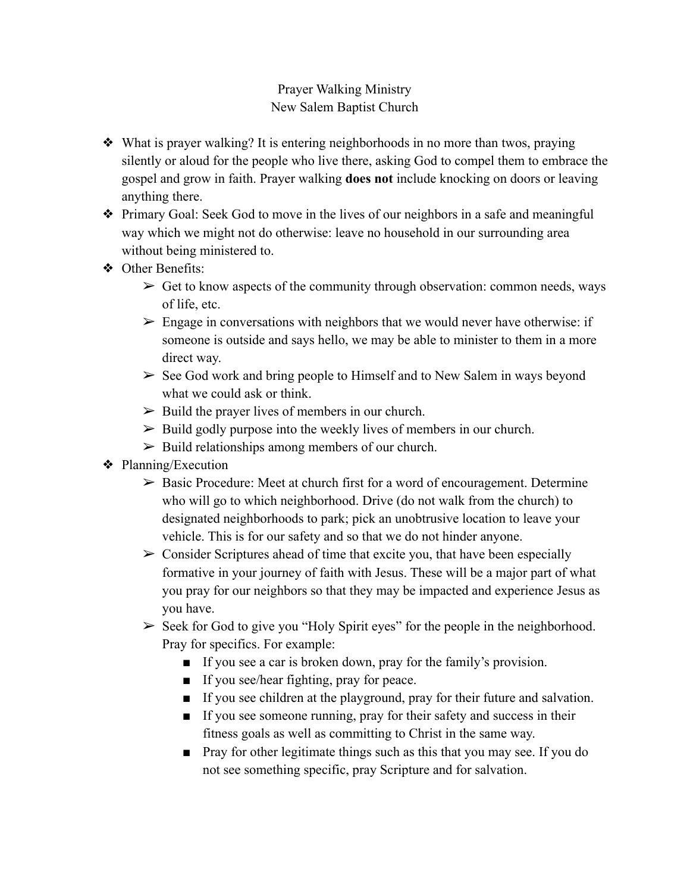# Prayer Walking Ministry
## New Salem Baptist Church

- What is prayer walking? It is entering neighborhoods in no more than twos, praying silently or aloud for the people who live there, asking God to compel them to embrace the gospel and grow in faith. Prayer walking **does not** include knocking on doors or leaving anything there.
- Primary Goal: Seek God to move in the lives of our neighbors in a safe and meaningful way which we might not do otherwise: leave no household in our surrounding area without being ministered to.
- Other Benefits:
  - Get to know aspects of the community through observation: common needs, ways of life, etc.
  - Engage in conversations with neighbors that we would never have otherwise: if someone is outside and says hello, we may be able to minister to them in a more direct way.
  - See God work and bring people to Himself and to New Salem in ways beyond what we could ask or think.
  - Build the prayer lives of members in our church.
  - Build godly purpose into the weekly lives of members in our church.
  - Build relationships among members of our church.
- Planning/Execution
  - Basic Procedure: Meet at church first for a word of encouragement. Determine who will go to which neighborhood. Drive (do not walk from the church) to designated neighborhoods to park; pick an unobtrusive location to leave your vehicle. This is for our safety and so that we do not hinder anyone.
  - Consider Scriptures ahead of time that excite you, that have been especially formative in your journey of faith with Jesus. These will be a major part of what you pray for our neighbors so that they may be impacted and experience Jesus as you have.
  - Seek for God to give you "Holy Spirit eyes" for the people in the neighborhood. Pray for specifics. For example:
    - If you see a car is broken down, pray for the family's provision.
    - If you see/hear fighting, pray for peace.
    - If you see children at the playground, pray for their future and salvation.
    - If you see someone running, pray for their safety and success in their fitness goals as well as committing to Christ in the same way.
    - Pray for other legitimate things such as this that you may see. If you do not see something specific, pray Scripture and for salvation.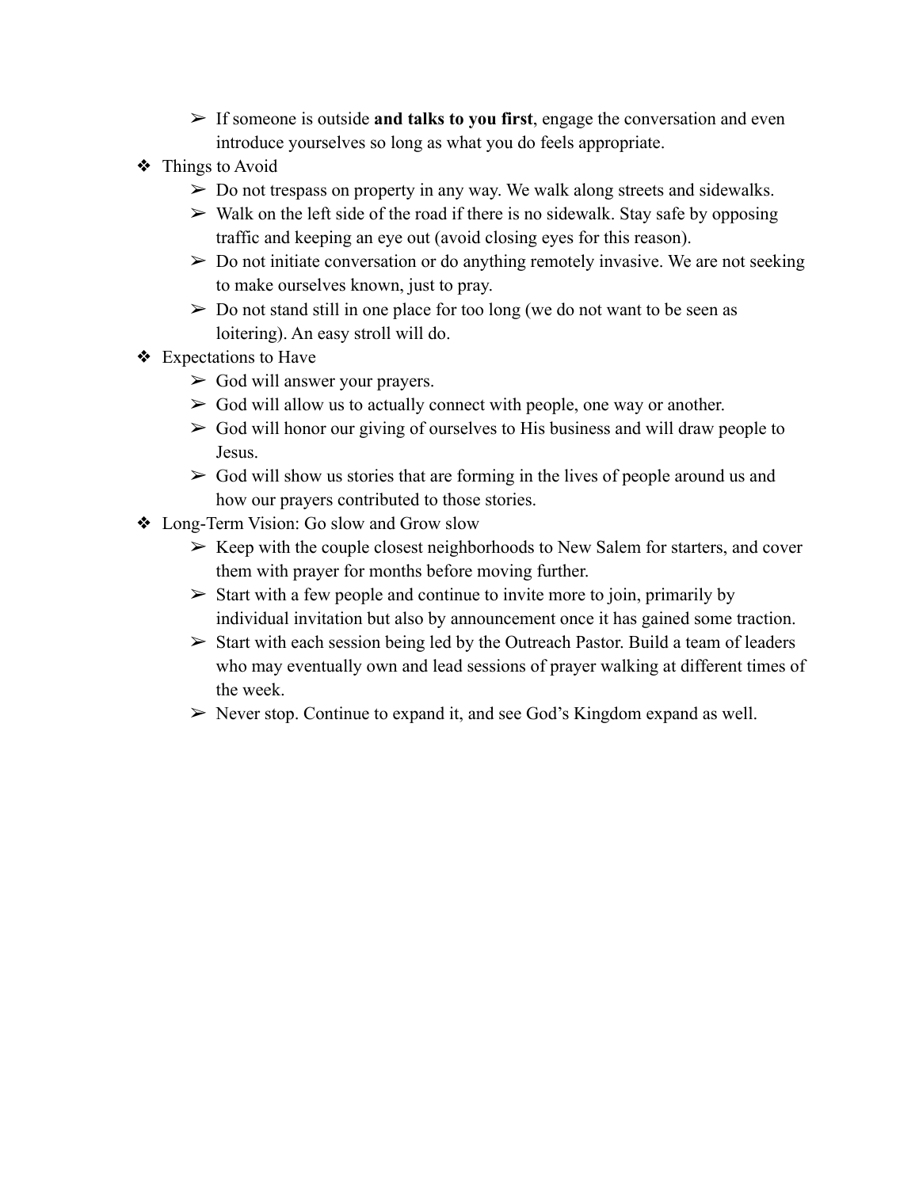- If someone is outside **and talks to you first**, engage the conversation and even introduce yourselves so long as what you do feels appropriate.
- Things to Avoid
    - Do not trespass on property in any way. We walk along streets and sidewalks.
    - Walk on the left side of the road if there is no sidewalk. Stay safe by opposing traffic and keeping an eye out (avoid closing eyes for this reason).
    - Do not initiate conversation or do anything remotely invasive. We are not seeking to make ourselves known, just to pray.
    - Do not stand still in one place for too long (we do not want to be seen as loitering). An easy stroll will do.
- Expectations to Have
    - God will answer your prayers.
    - God will allow us to actually connect with people, one way or another.
    - God will honor our giving of ourselves to His business and will draw people to Jesus.
    - God will show us stories that are forming in the lives of people around us and how our prayers contributed to those stories.
- Long-Term Vision: Go slow and Grow slow
    - Keep with the couple closest neighborhoods to New Salem for starters, and cover them with prayer for months before moving further.
    - Start with a few people and continue to invite more to join, primarily by individual invitation but also by announcement once it has gained some traction.
    - Start with each session being led by the Outreach Pastor. Build a team of leaders who may eventually own and lead sessions of prayer walking at different times of the week.
    - Never stop. Continue to expand it, and see God's Kingdom expand as well.